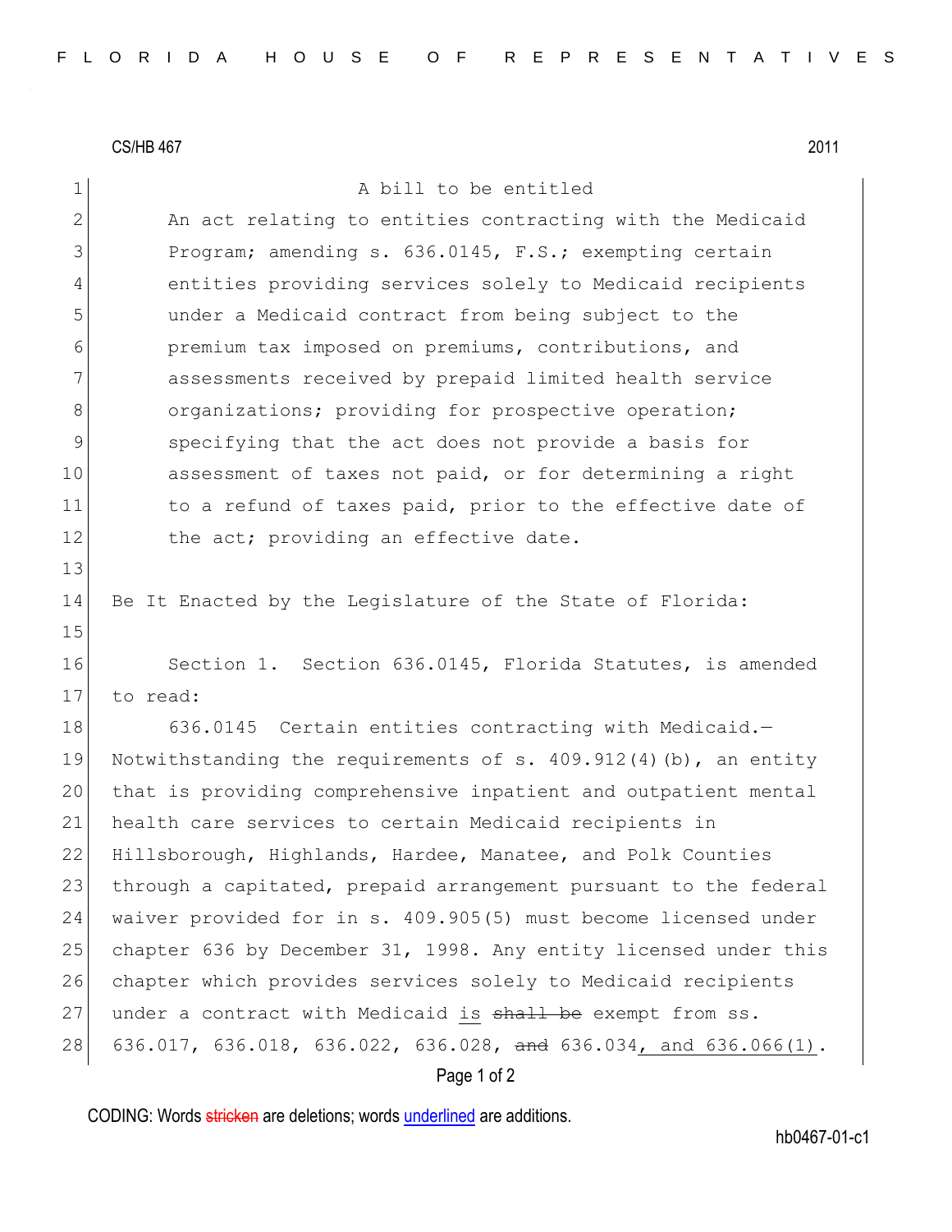CS/HB 467 2011

A bill to be entitled

An act relating to entities contracting with the Medicaid Program; amending s. 636.0145, F.S.; exempting certain entities providing services solely to Medicaid recipients under a Medicaid contract from being subject to the premium tax imposed on premiums, contributions, and assessments received by prepaid limited health service organizations; providing for prospective operation; specifying that the act does not provide a basis for assessment of taxes not paid, or for determining a right to a refund of taxes paid, prior to the effective date of the act; providing an effective date.

Be It Enacted by the Legislature of the State of Florida:

Section 1. Section 636.0145, Florida Statutes, is amended to read:

636.0145 Certain entities contracting with Medicaid.—Notwithstanding the requirements of s. 409.912(4)(b), an entity that is providing comprehensive inpatient and outpatient mental health care services to certain Medicaid recipients in Hillsborough, Highlands, Hardee, Manatee, and Polk Counties through a capitated, prepaid arrangement pursuant to the federal waiver provided for in s. 409.905(5) must become licensed under chapter 636 by December 31, 1998. Any entity licensed under this chapter which provides services solely to Medicaid recipients under a contract with Medicaid is ~~shall be~~ exempt from ss. 636.017, 636.018, 636.022, 636.028, ~~and~~ 636.034, and 636.066(1).

CODING: Words ~~stricken~~ are deletions; words underlined are additions.

hb0467-01-c1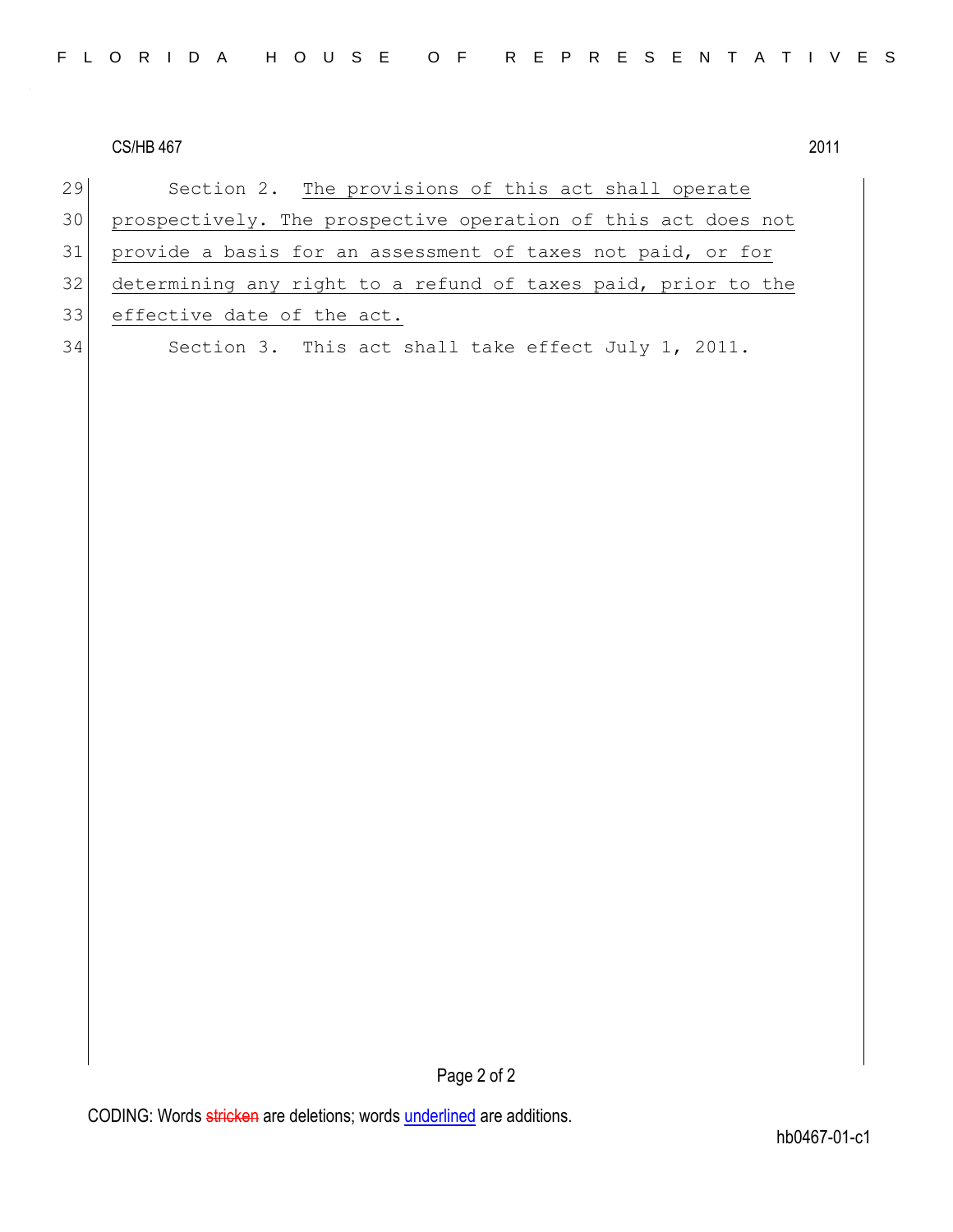CS/HB 467 2011

29 Section 2. The provisions of this act shall operate
30 prospectively. The prospective operation of this act does not
31 provide a basis for an assessment of taxes not paid, or for
32 determining any right to a refund of taxes paid, prior to the
33 effective date of the act.
34 Section 3. This act shall take effect July 1, 2011.

CODING: Words stricken are deletions; words underlined are additions.

hb0467-01-c1